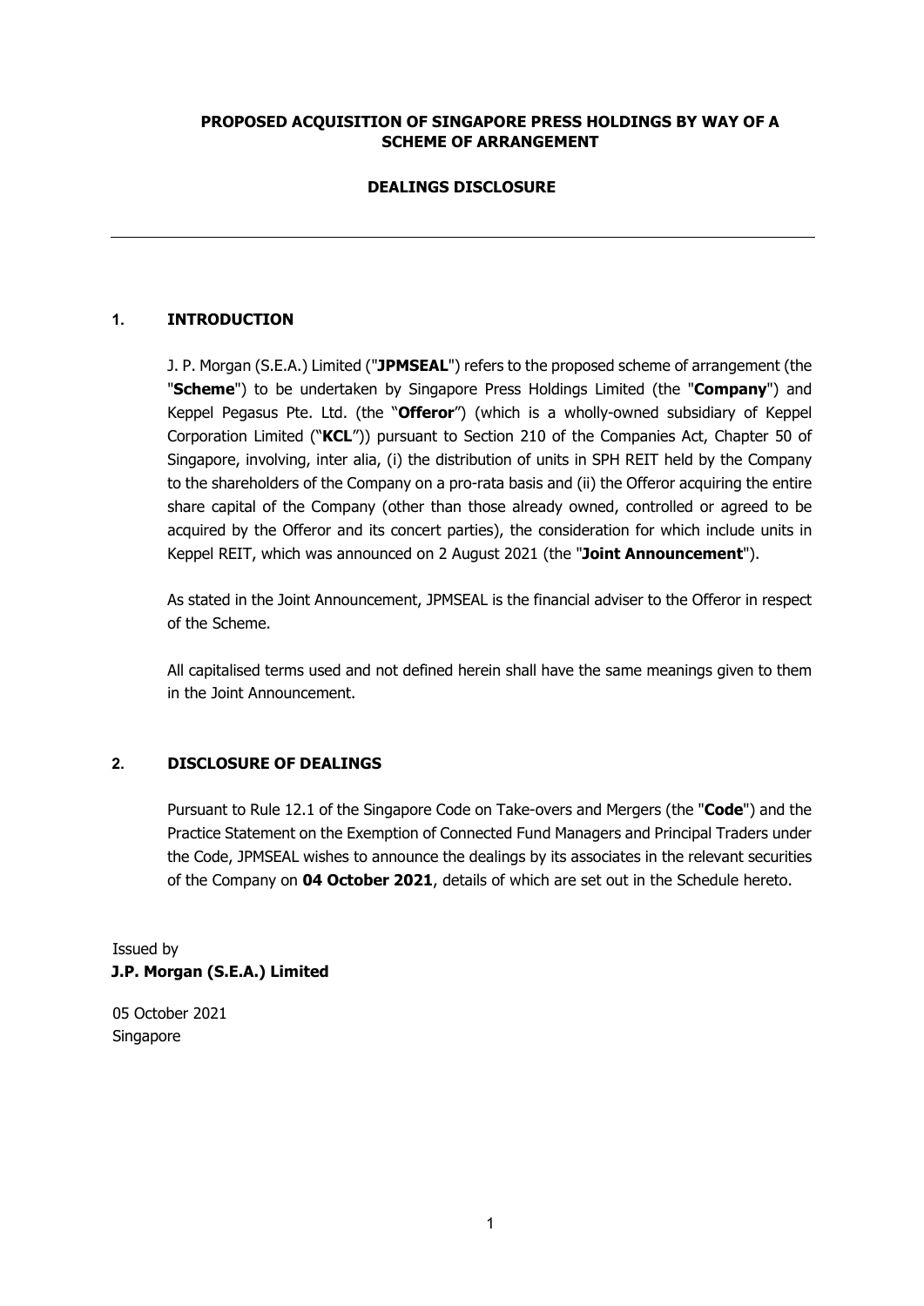**PROPOSED ACQUISITION OF SINGAPORE PRESS HOLDINGS BY WAY OF A SCHEME OF ARRANGEMENT**

**DEALINGS DISCLOSURE**

---

## 1. INTRODUCTION

J. P. Morgan (S.E.A.) Limited ("**JPMSEAL**") refers to the proposed scheme of arrangement (the "**Scheme**") to be undertaken by Singapore Press Holdings Limited (the "**Company**") and Keppel Pegasus Pte. Ltd. (the "**Offeror**") (which is a wholly-owned subsidiary of Keppel Corporation Limited ("**KCL**")) pursuant to Section 210 of the Companies Act, Chapter 50 of Singapore, involving, inter alia, (i) the distribution of units in SPH REIT held by the Company to the shareholders of the Company on a pro-rata basis and (ii) the Offeror acquiring the entire share capital of the Company (other than those already owned, controlled or agreed to be acquired by the Offeror and its concert parties), the consideration for which include units in Keppel REIT, which was announced on 2 August 2021 (the "**Joint Announcement**").

As stated in the Joint Announcement, JPMSEAL is the financial adviser to the Offeror in respect of the Scheme.

All capitalised terms used and not defined herein shall have the same meanings given to them in the Joint Announcement.

## 2. DISCLOSURE OF DEALINGS

Pursuant to Rule 12.1 of the Singapore Code on Take-overs and Mergers (the "**Code**") and the Practice Statement on the Exemption of Connected Fund Managers and Principal Traders under the Code, JPMSEAL wishes to announce the dealings by its associates in the relevant securities of the Company on **04 October 2021**, details of which are set out in the Schedule hereto.

Issued by
**J.P. Morgan (S.E.A.) Limited**

05 October 2021
Singapore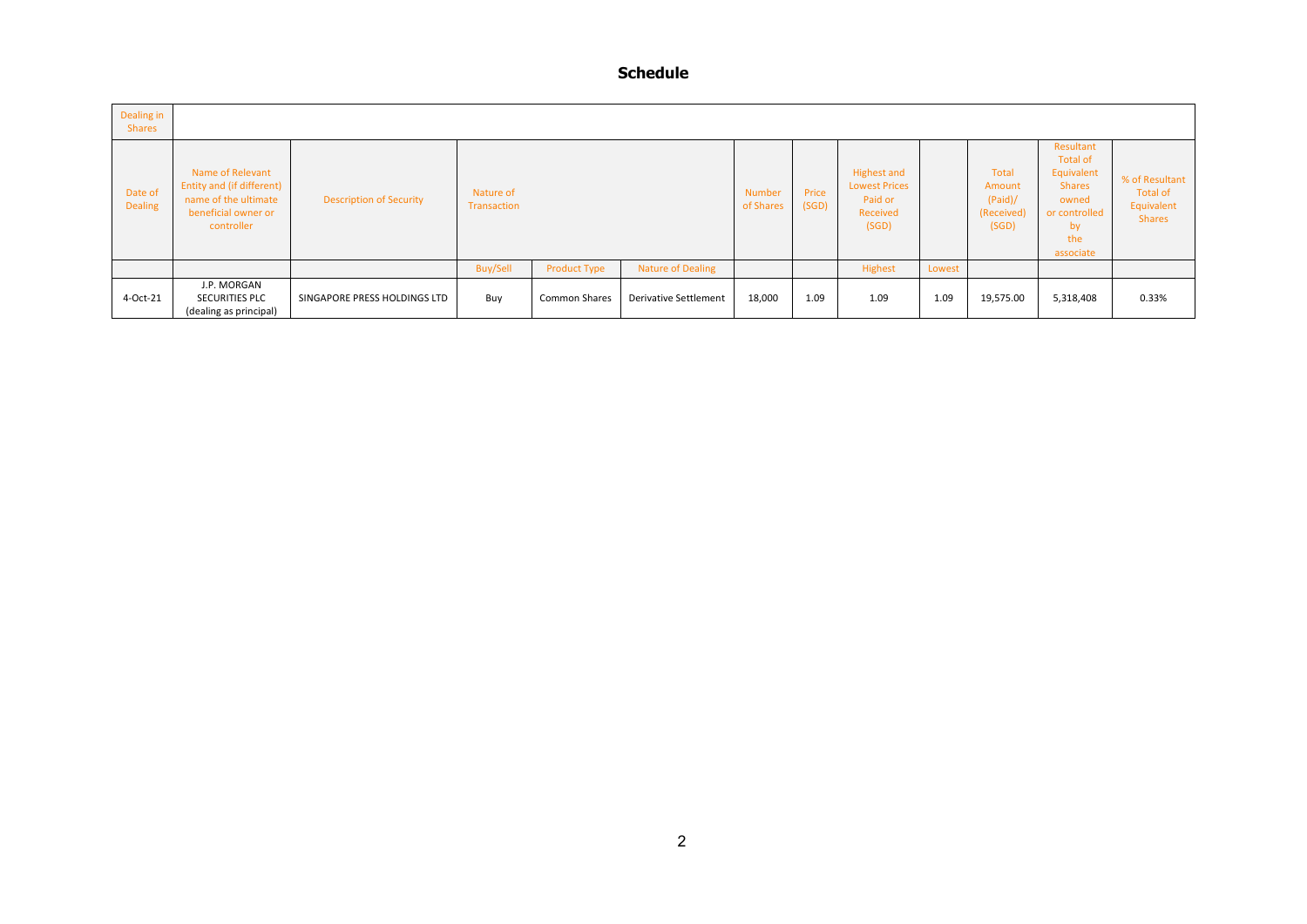# Schedule

| Dealing in Shares | | | | | | | | | | | | | |
|---|---|---|---|---|---|---|---|---|---|---|---|---|---|
| Date of Dealing | Name of Relevant Entity and (if different) name of the ultimate beneficial owner or controller | Description of Security | Nature of Transaction | | | Number of Shares | Price (SGD) | Highest and Lowest Prices Paid or Received (SGD) | | Total Amount (Paid)/ (Received) (SGD) | Resultant Total of Equivalent Shares owned or controlled by the associate | % of Resultant Total of Equivalent Shares |
| | | | Buy/Sell | Product Type | Nature of Dealing | | | Highest | Lowest | | | |
| 4-Oct-21 | J.P. MORGAN SECURITIES PLC (dealing as principal) | SINGAPORE PRESS HOLDINGS LTD | Buy | Common Shares | Derivative Settlement | 18,000 | 1.09 | 1.09 | 1.09 | 19,575.00 | 5,318,408 | 0.33% |